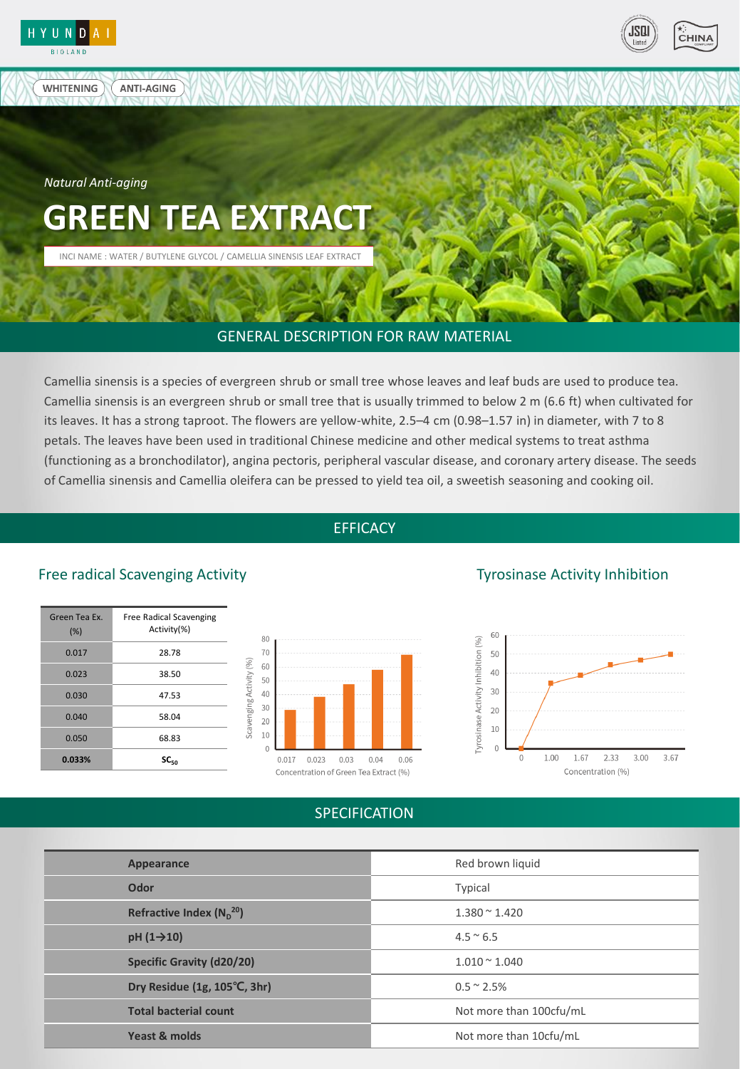WHITENING ANTI-AGING

*Natural Anti-aging*

# GREEN TEA EXTRACT

INCI NAME : WATER / BUTYLENE GLYCOL / CAMELLIA SINENSIS LEAF EXTRACT

## GENERAL DESCRIPTION FOR RAW MATERIAL

Camellia sinensis is a species of evergreen shrub or small tree whose leaves and leaf buds are used to produce tea. Camellia sinensis is an evergreen shrub or small tree that is usually trimmed to below 2 m (6.6 ft) when cultivated for its leaves. It has a strong taproot. The flowers are yellow-white, 2.5–4 cm (0.98–1.57 in) in diameter, with 7 to 8 petals. The leaves have been used in traditional Chinese medicine and other medical systems to treat asthma (functioning as a bronchodilator), angina pectoris, peripheral vascular disease, and coronary artery disease. The seeds of Camellia sinensis and Camellia oleifera can be pressed to yield tea oil, a sweetish seasoning and cooking oil.

## EFFICACY

### Free radical Scavenging Activity

| Green Tea Ex. (%) | Free Radical Scavenging Activity(%) |
|---|---|
| 0.017 | 28.78 |
| 0.023 | 38.50 |
| 0.030 | 47.53 |
| 0.040 | 58.04 |
| 0.050 | 68.83 |
| **0.033%** | **$SC_{50}$** |

### Tyrosinase Activity Inhibition

## SPECIFICATION

| | |
|---|---|
| **Appearance** | Red brown liquid |
| **Odor** | Typical |
| **Refractive Index ($N_D^{20}$)** | 1.380 ~ 1.420 |
| **pH (1→10)** | 4.5 ~ 6.5 |
| **Specific Gravity (d20/20)** | 1.010 ~ 1.040 |
| **Dry Residue (1g, 105℃, 3hr)** | 0.5 ~ 2.5% |
| **Total bacterial count** | Not more than 100cfu/mL |
| **Yeast & molds** | Not more than 10cfu/mL |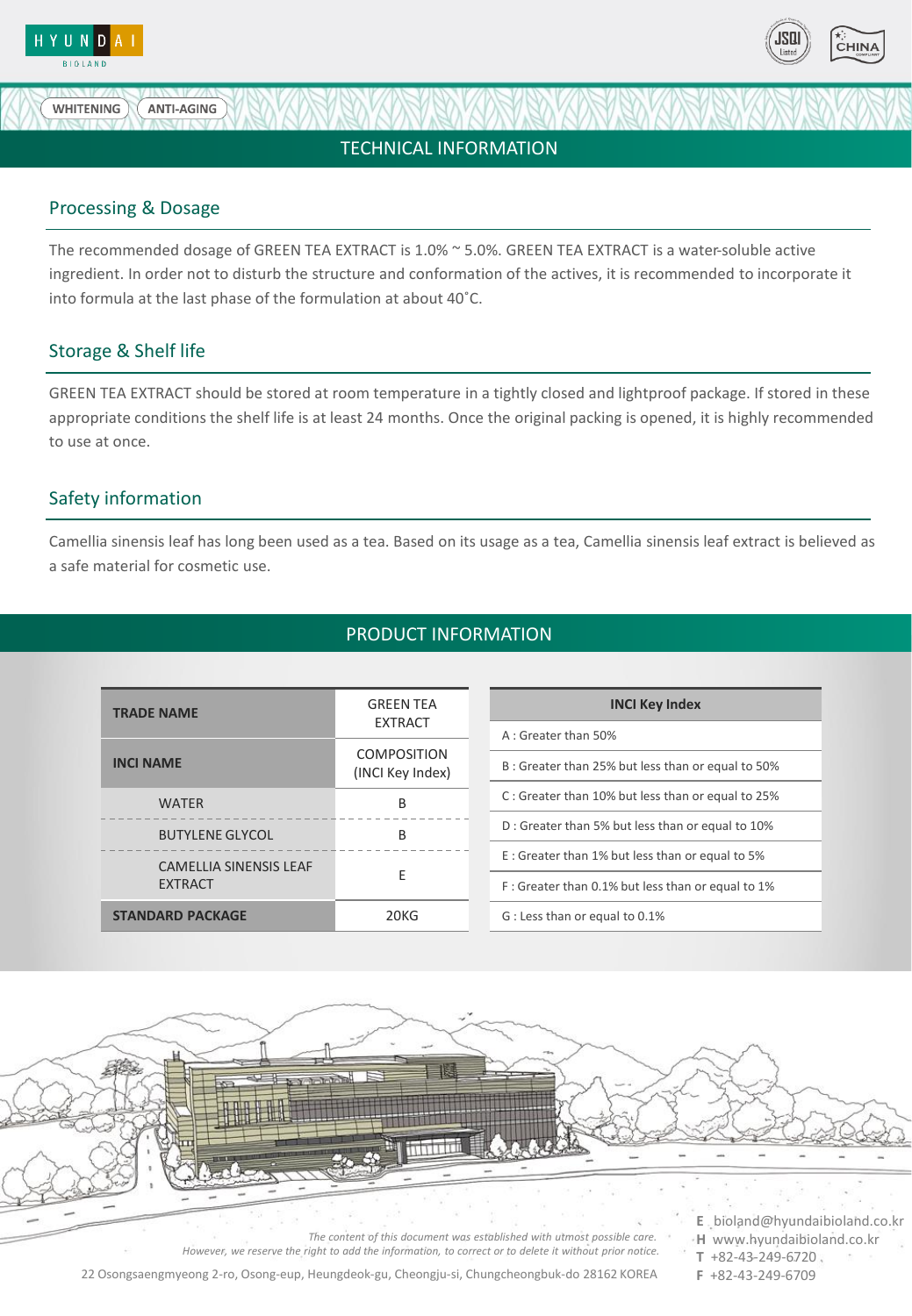WHITENING ANTI-AGING

## TECHNICAL INFORMATION

### Processing & Dosage

The recommended dosage of GREEN TEA EXTRACT is 1.0% ~ 5.0%. GREEN TEA EXTRACT is a water-soluble active ingredient. In order not to disturb the structure and conformation of the actives, it is recommended to incorporate it into formula at the last phase of the formulation at about 40˚C.

### Storage & Shelf life

GREEN TEA EXTRACT should be stored at room temperature in a tightly closed and lightproof package. If stored in these appropriate conditions the shelf life is at least 24 months. Once the original packing is opened, it is highly recommended to use at once.

### Safety information

Camellia sinensis leaf has long been used as a tea. Based on its usage as a tea, Camellia sinensis leaf extract is believed as a safe material for cosmetic use.

## PRODUCT INFORMATION

| | |
|---|---|
| **TRADE NAME** | GREEN TEA EXTRACT |
| **INCI NAME** | COMPOSITION (INCI Key Index) |
| WATER | B |
| BUTYLENE GLYCOL | B |
| CAMELLIA SINENSIS LEAF EXTRACT | E |
| **STANDARD PACKAGE** | 20KG |

| INCI Key Index |
|---|
| A : Greater than 50% |
| B : Greater than 25% but less than or equal to 50% |
| C : Greater than 10% but less than or equal to 25% |
| D : Greater than 5% but less than or equal to 10% |
| E : Greater than 1% but less than or equal to 5% |
| F : Greater than 0.1% but less than or equal to 1% |
| G : Less than or equal to 0.1% |

*The content of this document was established with utmost possible care.*
*However, we reserve the right to add the information, to correct or to delete it without prior notice.*

22 Osongsaengmyeong 2-ro, Osong-eup, Heungdeok-gu, Cheongju-si, Chungcheongbuk-do 28162 KOREA

**E** bioland@hyundaibioland.co.kr
**H** www.hyundaibioland.co.kr
**T** +82-43-249-6720
**F** +82-43-249-6709